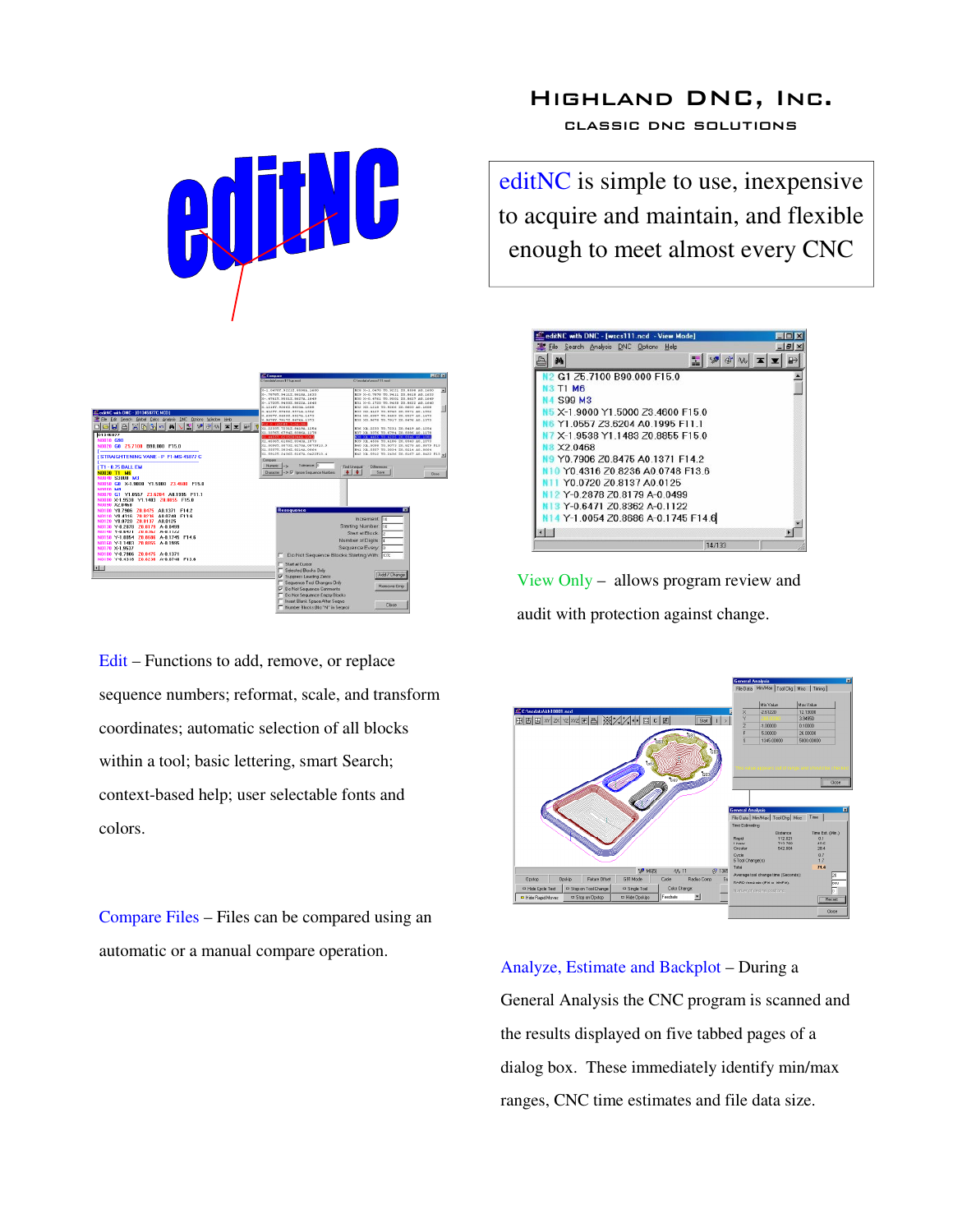# Highland DNC, Inc.

CLASSIC DNC SOLUTIONS

editNC

editNC is simple to use, inexpensive to acquire and maintain, and flexible enough to meet almost every CNC

Edit – Functions to add, remove, or replace sequence numbers; reformat, scale, and transform coordinates; automatic selection of all blocks within a tool; basic lettering, smart Search; context-based help; user selectable fonts and colors.

View Only – allows program review and audit with protection against change.

Compare Files – Files can be compared using an automatic or a manual compare operation.

Analyze, Estimate and Backplot – During a General Analysis the CNC program is scanned and the results displayed on five tabbed pages of a dialog box. These immediately identify min/max ranges, CNC time estimates and file data size.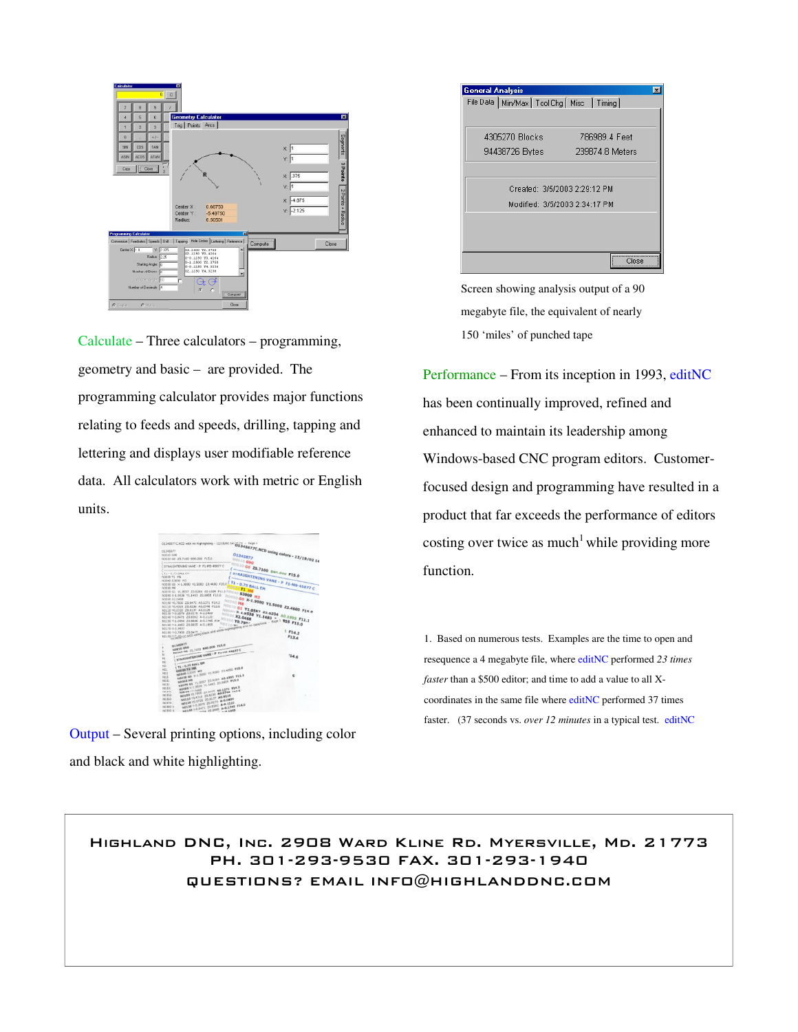**Calculate** – Three calculators – programming, geometry and basic – are provided. The programming calculator provides major functions relating to feeds and speeds, drilling, tapping and lettering and displays user modifiable reference data. All calculators work with metric or English units.

**Output** – Several printing options, including color and black and white highlighting.

Screen showing analysis output of a 90 megabyte file, the equivalent of nearly 150 'miles' of punched tape

**Performance** – From its inception in 1993, editNC has been continually improved, refined and enhanced to maintain its leadership among Windows-based CNC program editors. Customer-focused design and programming have resulted in a product that far exceeds the performance of editors costing over twice as much[1] while providing more function.

1. Based on numerous tests. Examples are the time to open and resequence a 4 megabyte file, where editNC performed *23 times faster* than a $500 editor; and time to add a value to all X-coordinates in the same file where editNC performed 37 times faster. (37 seconds vs. *over 12 minutes* in a typical test. editNC

HIGHLAND DNC, INC. 2908 WARD KLINE RD. MYERSVILLE, MD. 21773
PH. 301-293-9530 FAX. 301-293-1940
QUESTIONS? EMAIL INFO@HIGHLANDDNC.COM